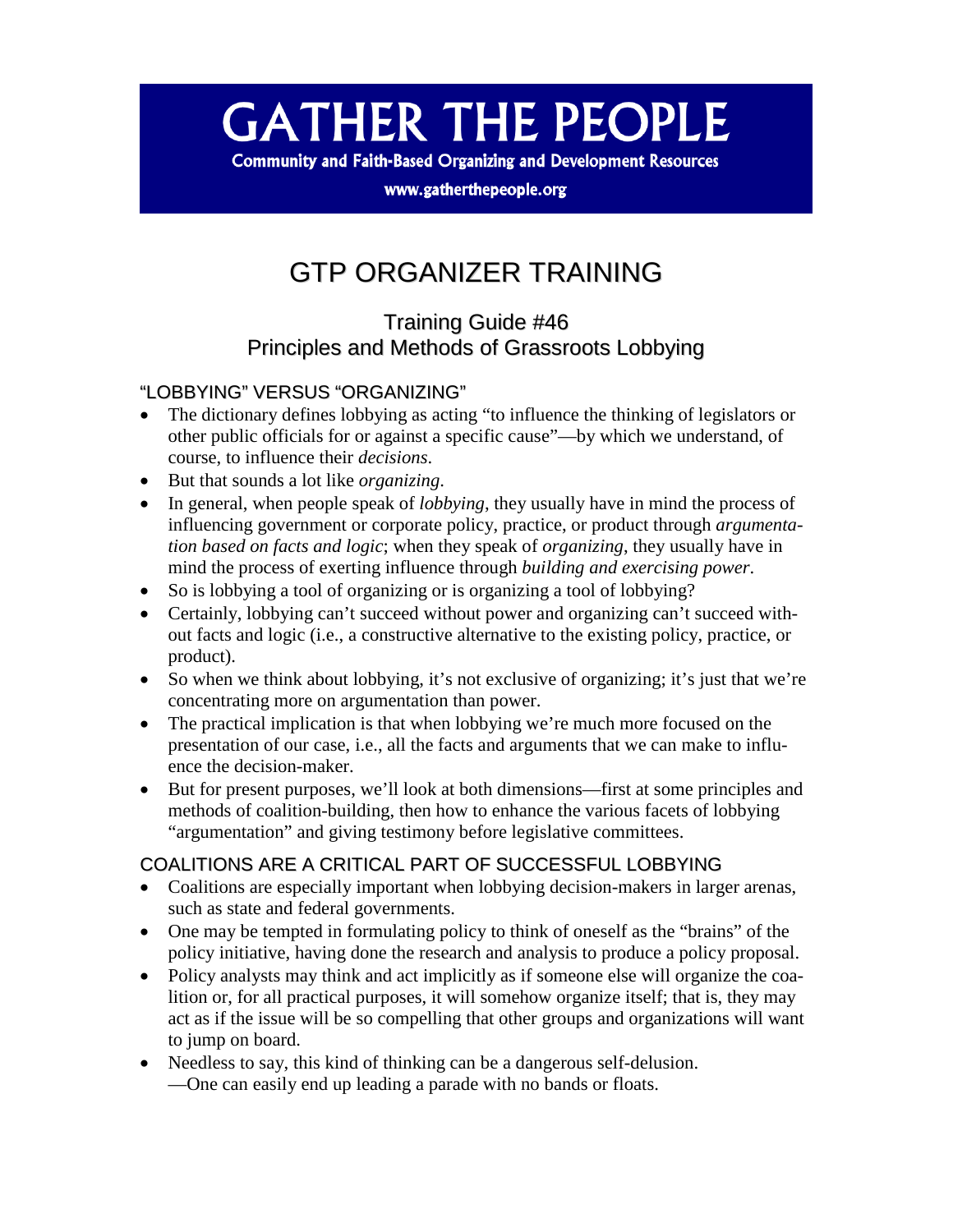# GATHER THE PEOPLE

**Community and Faith-Based Organizing and Development Resources**

**www.gatherthepeople.org**

# GTP ORGANIZER TRAINING

## Training Guide #46
## Principles and Methods of Grassroots Lobbying

### "LOBBYING" VERSUS "ORGANIZING"

- The dictionary defines lobbying as acting "to influence the thinking of legislators or other public officials for or against a specific cause"—by which we understand, of course, to influence their *decisions*.
- But that sounds a lot like *organizing*.
- In general, when people speak of *lobbying*, they usually have in mind the process of influencing government or corporate policy, practice, or product through *argumentation based on facts and logic*; when they speak of *organizing*, they usually have in mind the process of exerting influence through *building and exercising power*.
- So is lobbying a tool of organizing or is organizing a tool of lobbying?
- Certainly, lobbying can't succeed without power and organizing can't succeed without facts and logic (i.e., a constructive alternative to the existing policy, practice, or product).
- So when we think about lobbying, it's not exclusive of organizing; it's just that we're concentrating more on argumentation than power.
- The practical implication is that when lobbying we're much more focused on the presentation of our case, i.e., all the facts and arguments that we can make to influence the decision-maker.
- But for present purposes, we'll look at both dimensions—first at some principles and methods of coalition-building, then how to enhance the various facets of lobbying "argumentation" and giving testimony before legislative committees.

### COALITIONS ARE A CRITICAL PART OF SUCCESSFUL LOBBYING

- Coalitions are especially important when lobbying decision-makers in larger arenas, such as state and federal governments.
- One may be tempted in formulating policy to think of oneself as the "brains" of the policy initiative, having done the research and analysis to produce a policy proposal.
- Policy analysts may think and act implicitly as if someone else will organize the coalition or, for all practical purposes, it will somehow organize itself; that is, they may act as if the issue will be so compelling that other groups and organizations will want to jump on board.
- Needless to say, this kind of thinking can be a dangerous self-delusion.
  —One can easily end up leading a parade with no bands or floats.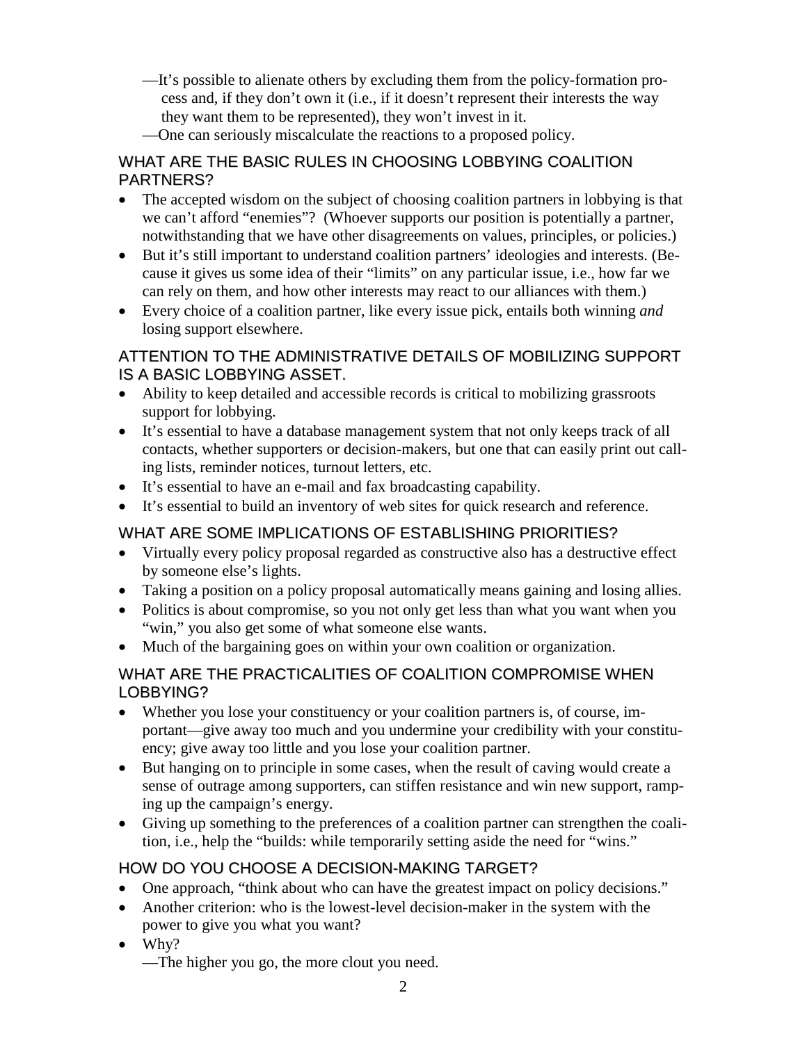—It's possible to alienate others by excluding them from the policy-formation process and, if they don't own it (i.e., if it doesn't represent their interests the way they want them to be represented), they won't invest in it.

—One can seriously miscalculate the reactions to a proposed policy.

## WHAT ARE THE BASIC RULES IN CHOOSING LOBBYING COALITION PARTNERS?

- The accepted wisdom on the subject of choosing coalition partners in lobbying is that we can't afford "enemies"? (Whoever supports our position is potentially a partner, notwithstanding that we have other disagreements on values, principles, or policies.)
- But it's still important to understand coalition partners' ideologies and interests. (Because it gives us some idea of their "limits" on any particular issue, i.e., how far we can rely on them, and how other interests may react to our alliances with them.)
- Every choice of a coalition partner, like every issue pick, entails both winning *and* losing support elsewhere.

## ATTENTION TO THE ADMINISTRATIVE DETAILS OF MOBILIZING SUPPORT IS A BASIC LOBBYING ASSET.

- Ability to keep detailed and accessible records is critical to mobilizing grassroots support for lobbying.
- It's essential to have a database management system that not only keeps track of all contacts, whether supporters or decision-makers, but one that can easily print out calling lists, reminder notices, turnout letters, etc.
- It's essential to have an e-mail and fax broadcasting capability.
- It's essential to build an inventory of web sites for quick research and reference.

## WHAT ARE SOME IMPLICATIONS OF ESTABLISHING PRIORITIES?

- Virtually every policy proposal regarded as constructive also has a destructive effect by someone else's lights.
- Taking a position on a policy proposal automatically means gaining and losing allies.
- Politics is about compromise, so you not only get less than what you want when you "win," you also get some of what someone else wants.
- Much of the bargaining goes on within your own coalition or organization.

## WHAT ARE THE PRACTICALITIES OF COALITION COMPROMISE WHEN LOBBYING?

- Whether you lose your constituency or your coalition partners is, of course, important—give away too much and you undermine your credibility with your constituency; give away too little and you lose your coalition partner.
- But hanging on to principle in some cases, when the result of caving would create a sense of outrage among supporters, can stiffen resistance and win new support, ramping up the campaign's energy.
- Giving up something to the preferences of a coalition partner can strengthen the coalition, i.e., help the "builds: while temporarily setting aside the need for "wins."

## HOW DO YOU CHOOSE A DECISION-MAKING TARGET?

- One approach, "think about who can have the greatest impact on policy decisions."
- Another criterion: who is the lowest-level decision-maker in the system with the power to give you what you want?
- Why?

  —The higher you go, the more clout you need.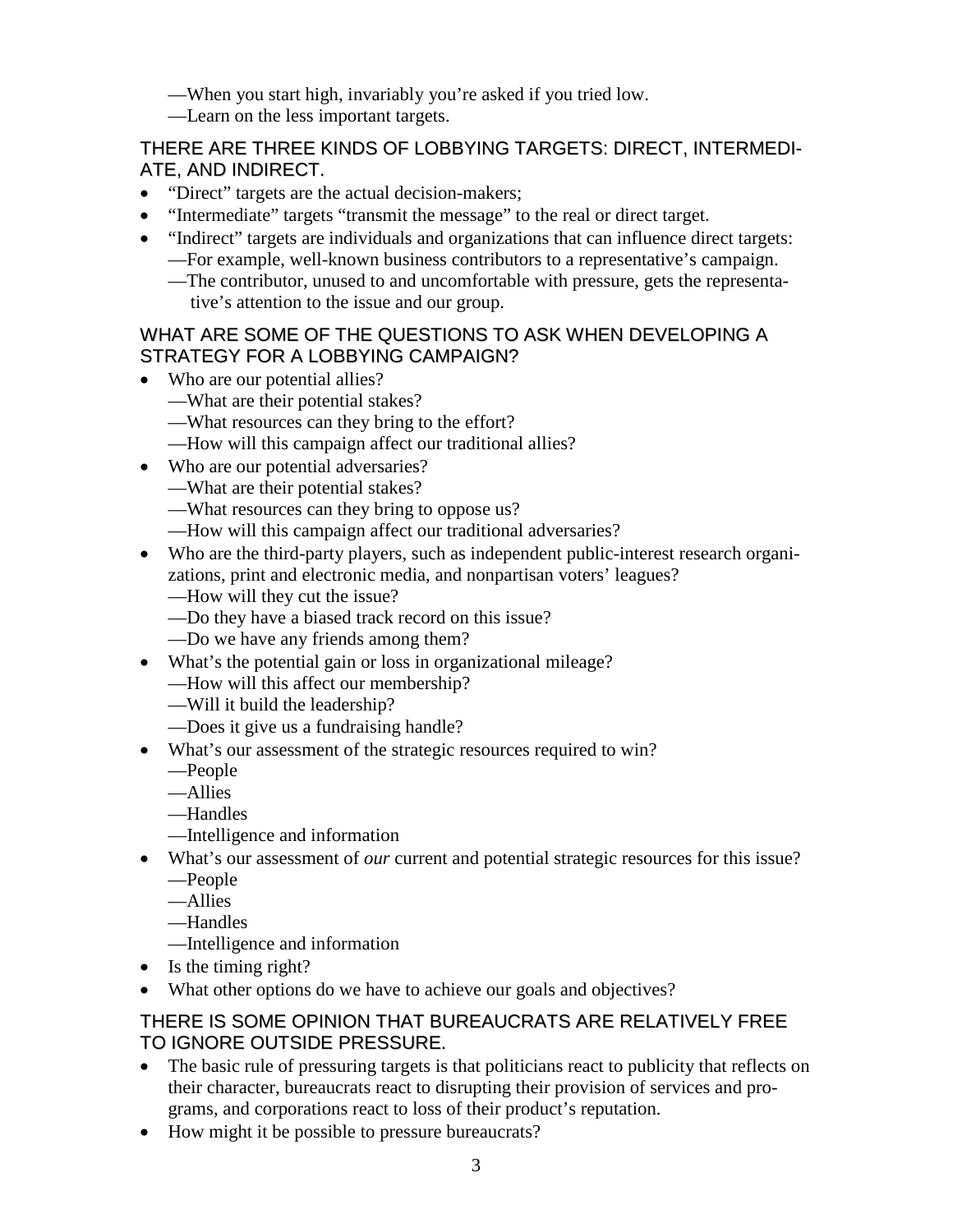—When you start high, invariably you're asked if you tried low.

—Learn on the less important targets.

## THERE ARE THREE KINDS OF LOBBYING TARGETS: DIRECT, INTERMEDIATE, AND INDIRECT.

- "Direct" targets are the actual decision-makers;
- "Intermediate" targets "transmit the message" to the real or direct target.
- "Indirect" targets are individuals and organizations that can influence direct targets:
  —For example, well-known business contributors to a representative's campaign.
  —The contributor, unused to and uncomfortable with pressure, gets the representative's attention to the issue and our group.

## WHAT ARE SOME OF THE QUESTIONS TO ASK WHEN DEVELOPING A STRATEGY FOR A LOBBYING CAMPAIGN?

- Who are our potential allies?
  —What are their potential stakes?
  —What resources can they bring to the effort?
  —How will this campaign affect our traditional allies?
- Who are our potential adversaries?
  —What are their potential stakes?
  —What resources can they bring to oppose us?
  —How will this campaign affect our traditional adversaries?
- Who are the third-party players, such as independent public-interest research organizations, print and electronic media, and nonpartisan voters' leagues?
  —How will they cut the issue?
  —Do they have a biased track record on this issue?
  —Do we have any friends among them?
- What's the potential gain or loss in organizational mileage?
  —How will this affect our membership?
  —Will it build the leadership?
  —Does it give us a fundraising handle?
- What's our assessment of the strategic resources required to win?
  —People
  —Allies
  —Handles
  —Intelligence and information
- What's our assessment of *our* current and potential strategic resources for this issue?
  —People
  —Allies
  —Handles
  —Intelligence and information
- Is the timing right?
- What other options do we have to achieve our goals and objectives?

## THERE IS SOME OPINION THAT BUREAUCRATS ARE RELATIVELY FREE TO IGNORE OUTSIDE PRESSURE.

- The basic rule of pressuring targets is that politicians react to publicity that reflects on their character, bureaucrats react to disrupting their provision of services and programs, and corporations react to loss of their product's reputation.
- How might it be possible to pressure bureaucrats?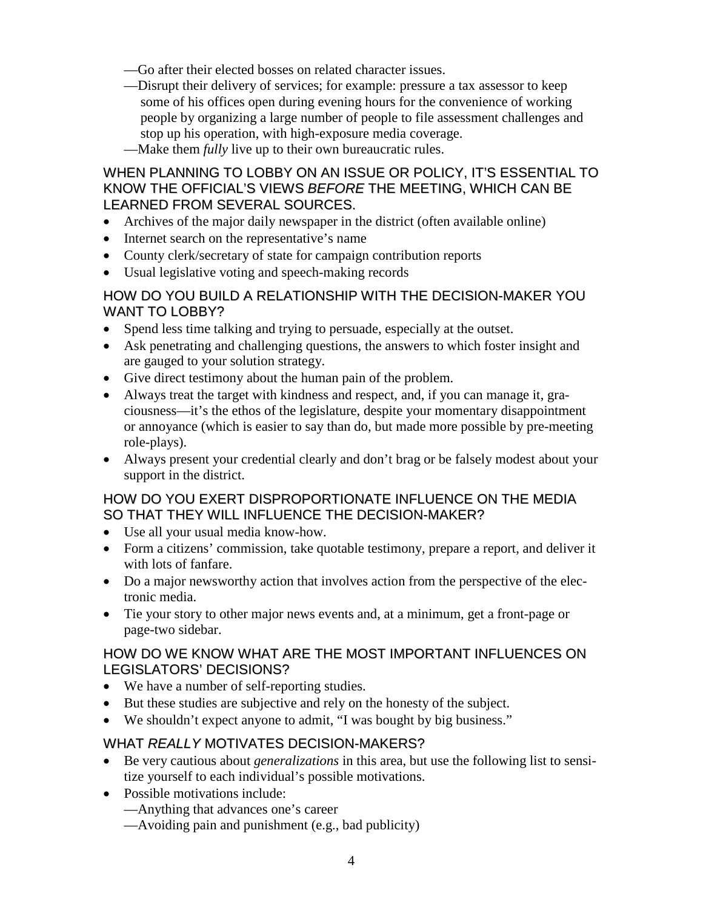—Go after their elected bosses on related character issues.

—Disrupt their delivery of services; for example: pressure a tax assessor to keep some of his offices open during evening hours for the convenience of working people by organizing a large number of people to file assessment challenges and stop up his operation, with high-exposure media coverage.

—Make them *fully* live up to their own bureaucratic rules.

### WHEN PLANNING TO LOBBY ON AN ISSUE OR POLICY, IT'S ESSENTIAL TO KNOW THE OFFICIAL'S VIEWS *BEFORE* THE MEETING, WHICH CAN BE LEARNED FROM SEVERAL SOURCES.

- Archives of the major daily newspaper in the district (often available online)
- Internet search on the representative's name
- County clerk/secretary of state for campaign contribution reports
- Usual legislative voting and speech-making records

### HOW DO YOU BUILD A RELATIONSHIP WITH THE DECISION-MAKER YOU WANT TO LOBBY?

- Spend less time talking and trying to persuade, especially at the outset.
- Ask penetrating and challenging questions, the answers to which foster insight and are gauged to your solution strategy.
- Give direct testimony about the human pain of the problem.
- Always treat the target with kindness and respect, and, if you can manage it, graciousness—it's the ethos of the legislature, despite your momentary disappointment or annoyance (which is easier to say than do, but made more possible by pre-meeting role-plays).
- Always present your credential clearly and don't brag or be falsely modest about your support in the district.

### HOW DO YOU EXERT DISPROPORTIONATE INFLUENCE ON THE MEDIA SO THAT THEY WILL INFLUENCE THE DECISION-MAKER?

- Use all your usual media know-how.
- Form a citizens' commission, take quotable testimony, prepare a report, and deliver it with lots of fanfare.
- Do a major newsworthy action that involves action from the perspective of the electronic media.
- Tie your story to other major news events and, at a minimum, get a front-page or page-two sidebar.

### HOW DO WE KNOW WHAT ARE THE MOST IMPORTANT INFLUENCES ON LEGISLATORS' DECISIONS?

- We have a number of self-reporting studies.
- But these studies are subjective and rely on the honesty of the subject.
- We shouldn't expect anyone to admit, "I was bought by big business."

### WHAT *REALLY* MOTIVATES DECISION-MAKERS?

- Be very cautious about *generalizations* in this area, but use the following list to sensitize yourself to each individual's possible motivations.
- Possible motivations include:

  —Anything that advances one's career

  —Avoiding pain and punishment (e.g., bad publicity)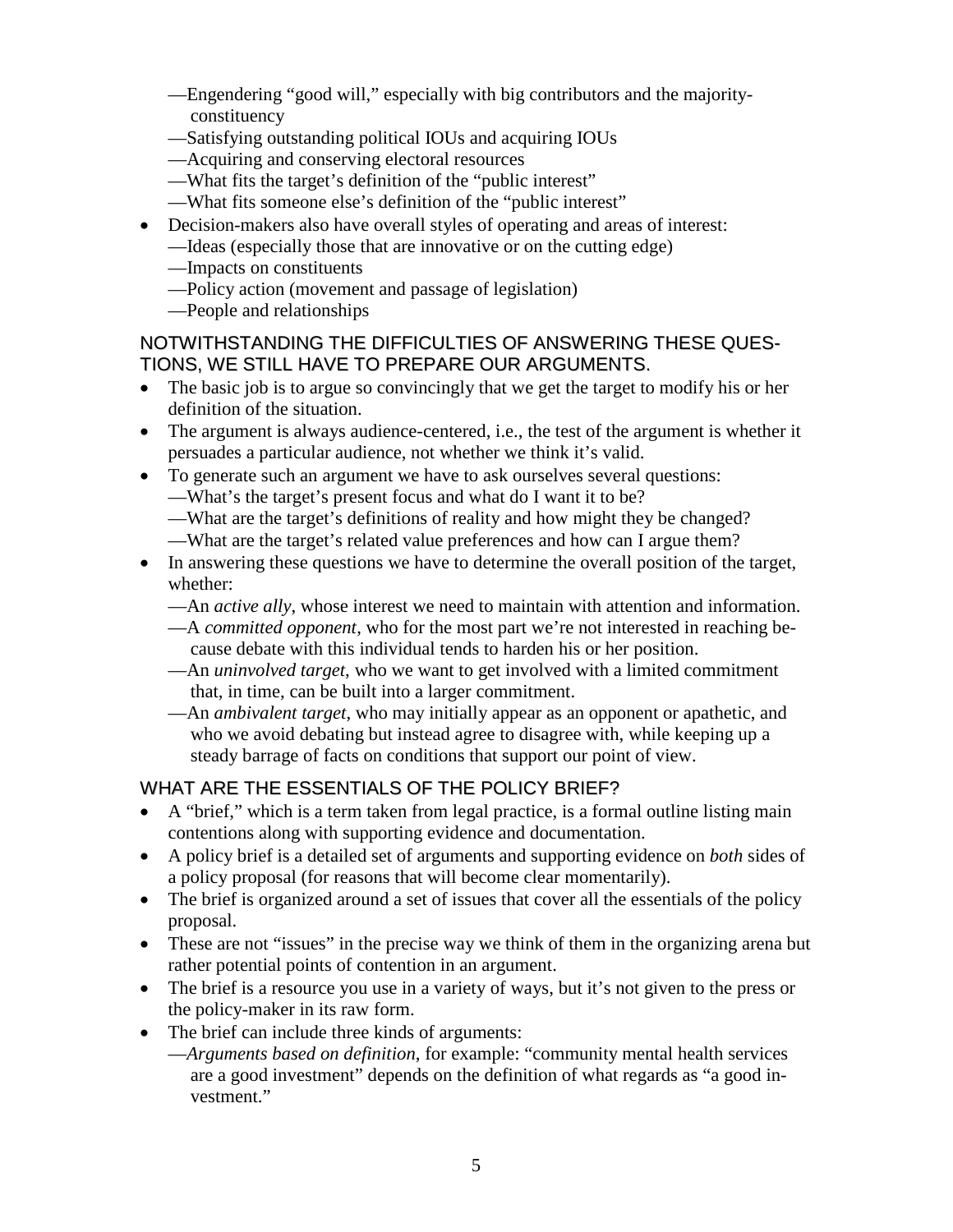—Engendering "good will," especially with big contributors and the majority-constituency
—Satisfying outstanding political IOUs and acquiring IOUs
—Acquiring and conserving electoral resources
—What fits the target's definition of the "public interest"
—What fits someone else's definition of the "public interest"

- Decision-makers also have overall styles of operating and areas of interest:
  —Ideas (especially those that are innovative or on the cutting edge)
  —Impacts on constituents
  —Policy action (movement and passage of legislation)
  —People and relationships

## NOTWITHSTANDING THE DIFFICULTIES OF ANSWERING THESE QUESTIONS, WE STILL HAVE TO PREPARE OUR ARGUMENTS.

- The basic job is to argue so convincingly that we get the target to modify his or her definition of the situation.
- The argument is always audience-centered, i.e., the test of the argument is whether it persuades a particular audience, not whether we think it's valid.
- To generate such an argument we have to ask ourselves several questions:
  —What's the target's present focus and what do I want it to be?
  —What are the target's definitions of reality and how might they be changed?
  —What are the target's related value preferences and how can I argue them?
- In answering these questions we have to determine the overall position of the target, whether:
  —An *active ally*, whose interest we need to maintain with attention and information.
  —A *committed opponent*, who for the most part we're not interested in reaching because debate with this individual tends to harden his or her position.
  —An *uninvolved target*, who we want to get involved with a limited commitment that, in time, can be built into a larger commitment.
  —An *ambivalent target*, who may initially appear as an opponent or apathetic, and who we avoid debating but instead agree to disagree with, while keeping up a steady barrage of facts on conditions that support our point of view.

## WHAT ARE THE ESSENTIALS OF THE POLICY BRIEF?

- A "brief," which is a term taken from legal practice, is a formal outline listing main contentions along with supporting evidence and documentation.
- A policy brief is a detailed set of arguments and supporting evidence on *both* sides of a policy proposal (for reasons that will become clear momentarily).
- The brief is organized around a set of issues that cover all the essentials of the policy proposal.
- These are not "issues" in the precise way we think of them in the organizing arena but rather potential points of contention in an argument.
- The brief is a resource you use in a variety of ways, but it's not given to the press or the policy-maker in its raw form.
- The brief can include three kinds of arguments:
  —*Arguments based on definition*, for example: "community mental health services are a good investment" depends on the definition of what regards as "a good investment."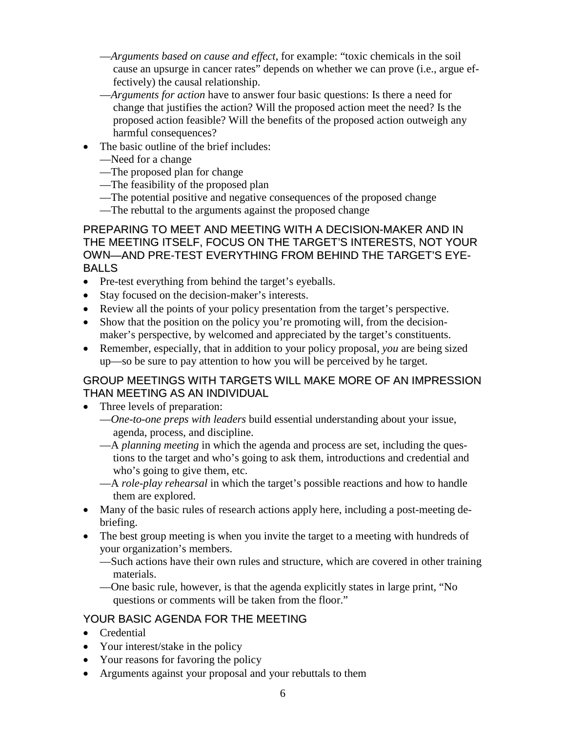—*Arguments based on cause and effect*, for example: “toxic chemicals in the soil cause an upsurge in cancer rates” depends on whether we can prove (i.e., argue effectively) the causal relationship.

—*Arguments for action* have to answer four basic questions: Is there a need for change that justifies the action? Will the proposed action meet the need? Is the proposed action feasible? Will the benefits of the proposed action outweigh any harmful consequences?

- The basic outline of the brief includes:
  —Need for a change
  —The proposed plan for change
  —The feasibility of the proposed plan
  —The potential positive and negative consequences of the proposed change
  —The rebuttal to the arguments against the proposed change

## PREPARING TO MEET AND MEETING WITH A DECISION-MAKER AND IN THE MEETING ITSELF, FOCUS ON THE TARGET’S INTERESTS, NOT YOUR OWN—AND PRE-TEST EVERYTHING FROM BEHIND THE TARGET’S EYE-BALLS

- Pre-test everything from behind the target’s eyeballs.
- Stay focused on the decision-maker’s interests.
- Review all the points of your policy presentation from the target’s perspective.
- Show that the position on the policy you’re promoting will, from the decision-maker’s perspective, by welcomed and appreciated by the target’s constituents.
- Remember, especially, that in addition to your policy proposal, *you* are being sized up—so be sure to pay attention to how you will be perceived by he target.

## GROUP MEETINGS WITH TARGETS WILL MAKE MORE OF AN IMPRESSION THAN MEETING AS AN INDIVIDUAL

- Three levels of preparation:
  —*One-to-one preps with leaders* build essential understanding about your issue, agenda, process, and discipline.
  —A *planning meeting* in which the agenda and process are set, including the questions to the target and who’s going to ask them, introductions and credential and who’s going to give them, etc.
  —A *role-play rehearsal* in which the target’s possible reactions and how to handle them are explored.
- Many of the basic rules of research actions apply here, including a post-meeting debriefing.
- The best group meeting is when you invite the target to a meeting with hundreds of your organization’s members.
  —Such actions have their own rules and structure, which are covered in other training materials.
  —One basic rule, however, is that the agenda explicitly states in large print, “No questions or comments will be taken from the floor.”

## YOUR BASIC AGENDA FOR THE MEETING

- Credential
- Your interest/stake in the policy
- Your reasons for favoring the policy
- Arguments against your proposal and your rebuttals to them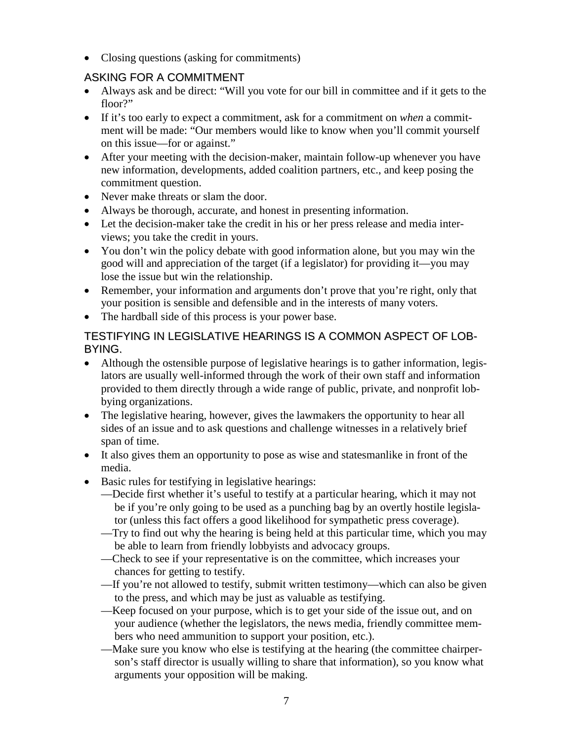- Closing questions (asking for commitments)

## ASKING FOR A COMMITMENT

- Always ask and be direct: “Will you vote for our bill in committee and if it gets to the floor?”
- If it’s too early to expect a commitment, ask for a commitment on *when* a commitment will be made: “Our members would like to know when you’ll commit yourself on this issue—for or against.”
- After your meeting with the decision-maker, maintain follow-up whenever you have new information, developments, added coalition partners, etc., and keep posing the commitment question.
- Never make threats or slam the door.
- Always be thorough, accurate, and honest in presenting information.
- Let the decision-maker take the credit in his or her press release and media interviews; you take the credit in yours.
- You don’t win the policy debate with good information alone, but you may win the good will and appreciation of the target (if a legislator) for providing it—you may lose the issue but win the relationship.
- Remember, your information and arguments don’t prove that you’re right, only that your position is sensible and defensible and in the interests of many voters.
- The hardball side of this process is your power base.

## TESTIFYING IN LEGISLATIVE HEARINGS IS A COMMON ASPECT OF LOBBYING.

- Although the ostensible purpose of legislative hearings is to gather information, legislators are usually well-informed through the work of their own staff and information provided to them directly through a wide range of public, private, and nonprofit lobbying organizations.
- The legislative hearing, however, gives the lawmakers the opportunity to hear all sides of an issue and to ask questions and challenge witnesses in a relatively brief span of time.
- It also gives them an opportunity to pose as wise and statesmanlike in front of the media.
- Basic rules for testifying in legislative hearings:
  - —Decide first whether it’s useful to testify at a particular hearing, which it may not be if you’re only going to be used as a punching bag by an overtly hostile legislator (unless this fact offers a good likelihood for sympathetic press coverage).
  - —Try to find out why the hearing is being held at this particular time, which you may be able to learn from friendly lobbyists and advocacy groups.
  - —Check to see if your representative is on the committee, which increases your chances for getting to testify.
  - —If you’re not allowed to testify, submit written testimony—which can also be given to the press, and which may be just as valuable as testifying.
  - —Keep focused on your purpose, which is to get your side of the issue out, and on your audience (whether the legislators, the news media, friendly committee members who need ammunition to support your position, etc.).
  - —Make sure you know who else is testifying at the hearing (the committee chairperson’s staff director is usually willing to share that information), so you know what arguments your opposition will be making.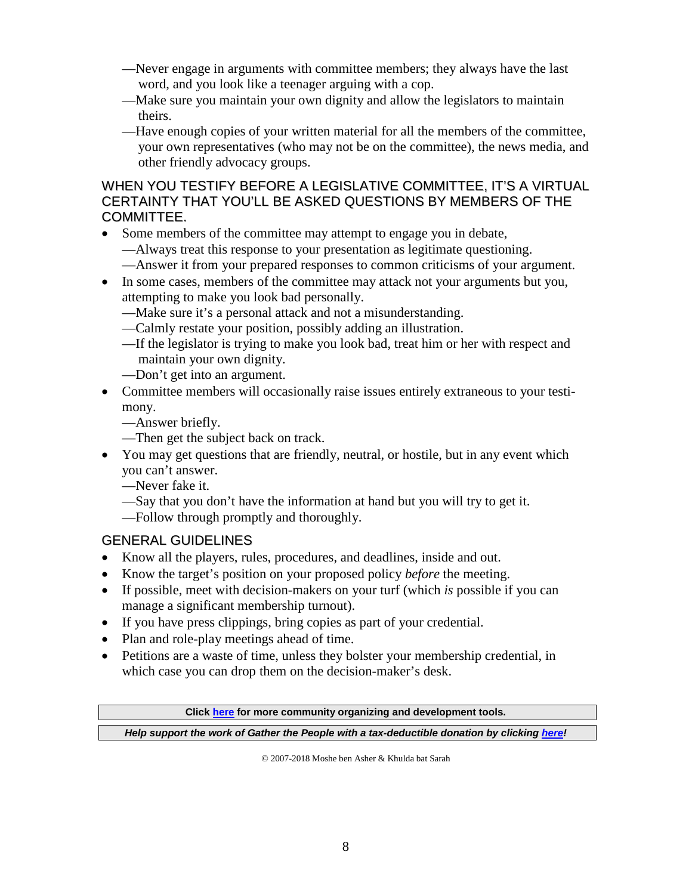—Never engage in arguments with committee members; they always have the last word, and you look like a teenager arguing with a cop.

—Make sure you maintain your own dignity and allow the legislators to maintain theirs.

—Have enough copies of your written material for all the members of the committee, your own representatives (who may not be on the committee), the news media, and other friendly advocacy groups.

## WHEN YOU TESTIFY BEFORE A LEGISLATIVE COMMITTEE, IT'S A VIRTUAL CERTAINTY THAT YOU'LL BE ASKED QUESTIONS BY MEMBERS OF THE COMMITTEE.

- Some members of the committee may attempt to engage you in debate,
  —Always treat this response to your presentation as legitimate questioning.
  —Answer it from your prepared responses to common criticisms of your argument.
- In some cases, members of the committee may attack not your arguments but you, attempting to make you look bad personally.
  —Make sure it's a personal attack and not a misunderstanding.
  —Calmly restate your position, possibly adding an illustration.
  —If the legislator is trying to make you look bad, treat him or her with respect and maintain your own dignity.
  —Don't get into an argument.
- Committee members will occasionally raise issues entirely extraneous to your testimony.
  —Answer briefly.
  —Then get the subject back on track.
- You may get questions that are friendly, neutral, or hostile, but in any event which you can't answer.
  —Never fake it.
  —Say that you don't have the information at hand but you will try to get it.
  —Follow through promptly and thoroughly.

## GENERAL GUIDELINES

- Know all the players, rules, procedures, and deadlines, inside and out.
- Know the target's position on your proposed policy *before* the meeting.
- If possible, meet with decision-makers on your turf (which *is* possible if you can manage a significant membership turnout).
- If you have press clippings, bring copies as part of your credential.
- Plan and role-play meetings ahead of time.
- Petitions are a waste of time, unless they bolster your membership credential, in which case you can drop them on the decision-maker's desk.

**Click here for more community organizing and development tools.**

***Help support the work of Gather the People with a tax-deductible donation by clicking here!***

© 2007-2018 Moshe ben Asher & Khulda bat Sarah